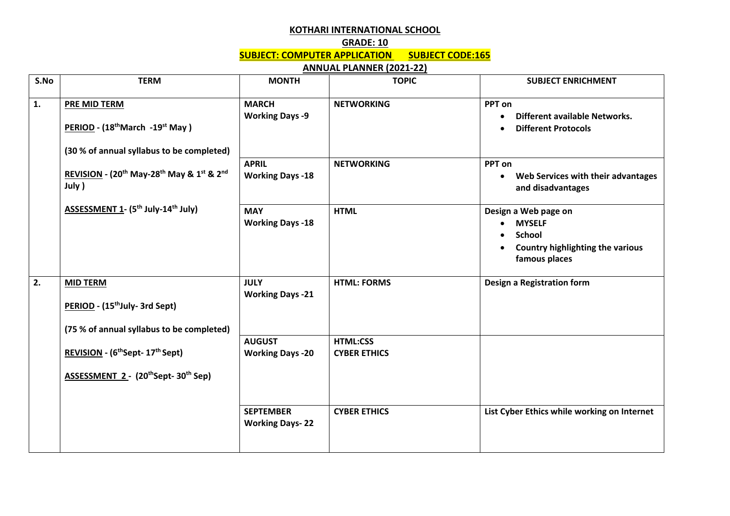**KOTHARI INTERNATIONAL SCHOOL**

**GRADE: 10**

**SUBJECT: COMPUTER APPLICATION SUBJECT CODE:165**

**ANNUAL PLANNER (2021-22)**

| S.No | TERM | MONTH | TOPIC | SUBJECT ENRICHMENT |
|---|---|---|---|---|
| 1. | **PRE MID TERM**<br><br>**PERIOD - (18th March -19st May )**<br><br>**(30 % of annual syllabus to be completed)**<br><br>**REVISION - (20th May-28th May & 1st & 2nd July )**<br><br>**ASSESSMENT 1- (5th July-14th July)** | **MARCH**<br>**Working Days -9** | **NETWORKING** | **PPT on**<br>• **Different available Networks.**<br>• **Different Protocols** |
| | | **APRIL**<br>**Working Days -18** | **NETWORKING** | **PPT on**<br>• **Web Services with their advantages and disadvantages** |
| | | **MAY**<br>**Working Days -18** | **HTML** | **Design a Web page on**<br>• **MYSELF**<br>• **School**<br>• **Country highlighting the various famous places** |
| 2. | **MID TERM**<br><br>**PERIOD - (15th July- 3rd Sept)**<br><br>**(75 % of annual syllabus to be completed)**<br><br>**REVISION - (6th Sept- 17th Sept)**<br><br>**ASSESSMENT 2 - (20th Sept- 30th Sep)** | **JULY**<br>**Working Days -21** | **HTML: FORMS** | **Design a Registration form** |
| | | **AUGUST**<br>**Working Days -20** | **HTML:CSS**<br>**CYBER ETHICS** | |
| | | **SEPTEMBER**<br>**Working Days- 22** | **CYBER ETHICS** | **List Cyber Ethics while working on Internet** |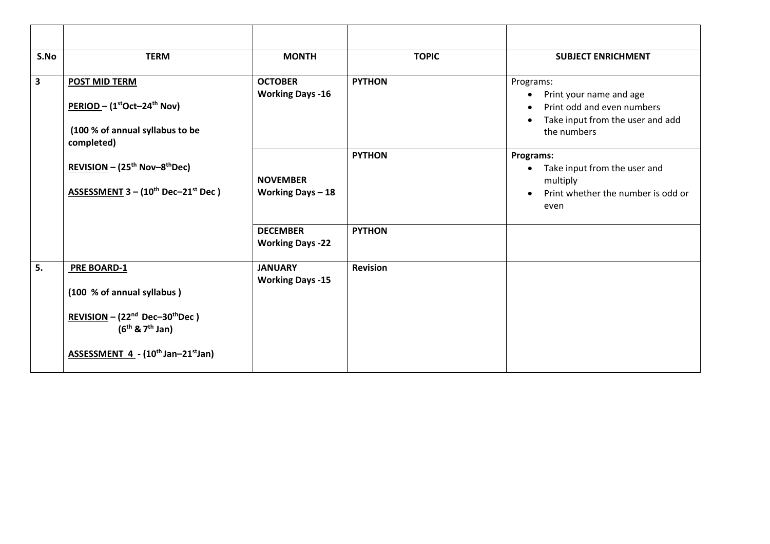| | | | | |
|---|---|---|---|---|
| **S.No** | **TERM** | **MONTH** | **TOPIC** | **SUBJECT ENRICHMENT** |
| **3** | **POST MID TERM**<br><br>**PERIOD – (1st Oct–24th Nov)**<br><br>**(100 % of annual syllabus to be completed)**<br><br>**REVISION – (25th Nov–8th Dec)**<br><br>**ASSESSMENT 3 – (10th Dec–21st Dec )** | **OCTOBER**<br>**Working Days -16** | **PYTHON** | Programs:<br>• Print your name and age<br>• Print odd and even numbers<br>• Take input from the user and add the numbers |
| | | **NOVEMBER**<br>**Working Days – 18** | **PYTHON** | **Programs:**<br>• Take input from the user and multiply<br>• Print whether the number is odd or even |
| | | **DECEMBER**<br>**Working Days -22** | **PYTHON** | |
| **5.** | **PRE BOARD-1**<br><br>**(100 % of annual syllabus )**<br><br>**REVISION – (22nd Dec–30th Dec )**<br>**(6th & 7th Jan)**<br><br>**ASSESSMENT 4 - (10th Jan–21st Jan)** | **JANUARY**<br>**Working Days -15** | **Revision** | |